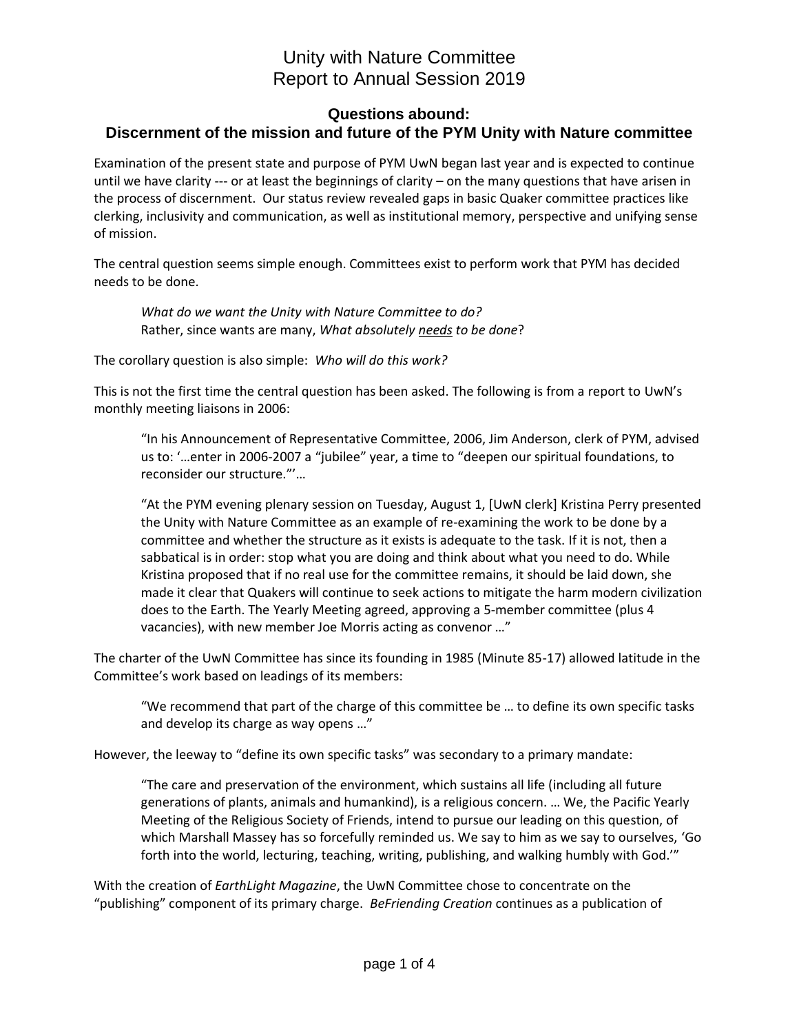# Unity with Nature Committee
# Report to Annual Session 2019

## Questions abound:
## Discernment of the mission and future of the PYM Unity with Nature committee

Examination of the present state and purpose of PYM UwN began last year and is expected to continue until we have clarity --- or at least the beginnings of clarity – on the many questions that have arisen in the process of discernment. Our status review revealed gaps in basic Quaker committee practices like clerking, inclusivity and communication, as well as institutional memory, perspective and unifying sense of mission.

The central question seems simple enough. Committees exist to perform work that PYM has decided needs to be done.

> *What do we want the Unity with Nature Committee to do?*
> Rather, since wants are many, *What absolutely <u>needs</u> to be done*?

The corollary question is also simple: *Who will do this work?*

This is not the first time the central question has been asked. The following is from a report to UwN's monthly meeting liaisons in 2006:

> "In his Announcement of Representative Committee, 2006, Jim Anderson, clerk of PYM, advised us to: '…enter in 2006-2007 a "jubilee" year, a time to "deepen our spiritual foundations, to reconsider our structure."'…
>
> "At the PYM evening plenary session on Tuesday, August 1, [UwN clerk] Kristina Perry presented the Unity with Nature Committee as an example of re-examining the work to be done by a committee and whether the structure as it exists is adequate to the task. If it is not, then a sabbatical is in order: stop what you are doing and think about what you need to do. While Kristina proposed that if no real use for the committee remains, it should be laid down, she made it clear that Quakers will continue to seek actions to mitigate the harm modern civilization does to the Earth. The Yearly Meeting agreed, approving a 5-member committee (plus 4 vacancies), with new member Joe Morris acting as convenor …"

The charter of the UwN Committee has since its founding in 1985 (Minute 85-17) allowed latitude in the Committee's work based on leadings of its members:

> "We recommend that part of the charge of this committee be … to define its own specific tasks and develop its charge as way opens …"

However, the leeway to "define its own specific tasks" was secondary to a primary mandate:

> "The care and preservation of the environment, which sustains all life (including all future generations of plants, animals and humankind), is a religious concern. … We, the Pacific Yearly Meeting of the Religious Society of Friends, intend to pursue our leading on this question, of which Marshall Massey has so forcefully reminded us. We say to him as we say to ourselves, 'Go forth into the world, lecturing, teaching, writing, publishing, and walking humbly with God.'"

With the creation of *EarthLight Magazine*, the UwN Committee chose to concentrate on the "publishing" component of its primary charge. *BeFriending Creation* continues as a publication of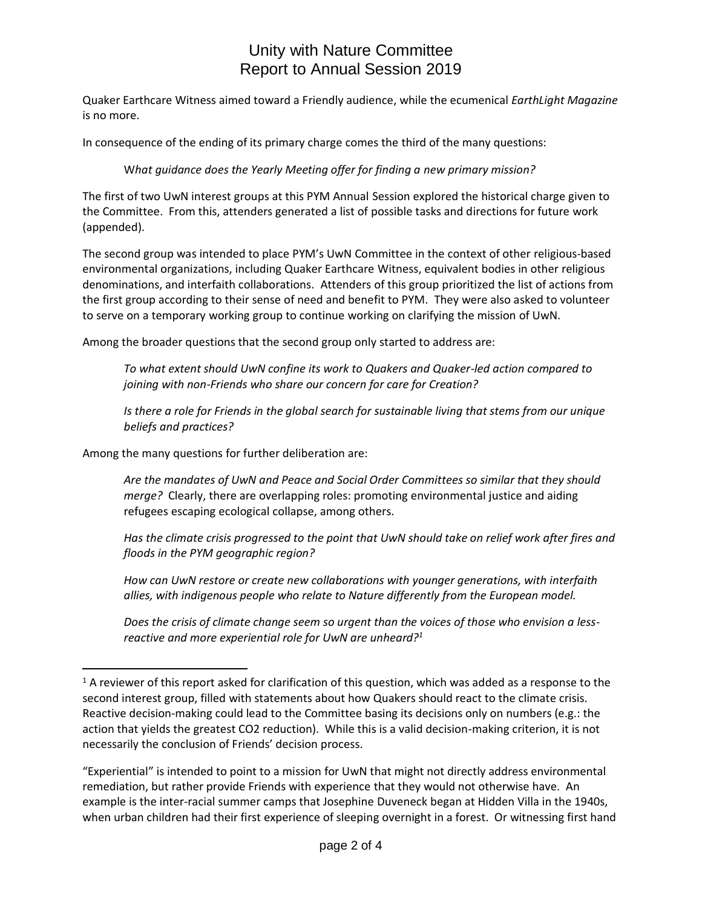Quaker Earthcare Witness aimed toward a Friendly audience, while the ecumenical *EarthLight Magazine* is no more.

In consequence of the ending of its primary charge comes the third of the many questions:

> W*hat guidance does the Yearly Meeting offer for finding a new primary mission?*

The first of two UwN interest groups at this PYM Annual Session explored the historical charge given to the Committee. From this, attenders generated a list of possible tasks and directions for future work (appended).

The second group was intended to place PYM's UwN Committee in the context of other religious-based environmental organizations, including Quaker Earthcare Witness, equivalent bodies in other religious denominations, and interfaith collaborations. Attenders of this group prioritized the list of actions from the first group according to their sense of need and benefit to PYM. They were also asked to volunteer to serve on a temporary working group to continue working on clarifying the mission of UwN.

Among the broader questions that the second group only started to address are:

> *To what extent should UwN confine its work to Quakers and Quaker-led action compared to joining with non-Friends who share our concern for care for Creation?*
>
> *Is there a role for Friends in the global search for sustainable living that stems from our unique beliefs and practices?*

Among the many questions for further deliberation are:

> *Are the mandates of UwN and Peace and Social Order Committees so similar that they should merge?* Clearly, there are overlapping roles: promoting environmental justice and aiding refugees escaping ecological collapse, among others.
>
> *Has the climate crisis progressed to the point that UwN should take on relief work after fires and floods in the PYM geographic region?*
>
> *How can UwN restore or create new collaborations with younger generations, with interfaith allies, with indigenous people who relate to Nature differently from the European model.*
>
> *Does the crisis of climate change seem so urgent than the voices of those who envision a less-reactive and more experiential role for UwN are unheard?*[1]

---

[1] A reviewer of this report asked for clarification of this question, which was added as a response to the second interest group, filled with statements about how Quakers should react to the climate crisis. Reactive decision-making could lead to the Committee basing its decisions only on numbers (e.g.: the action that yields the greatest CO2 reduction). While this is a valid decision-making criterion, it is not necessarily the conclusion of Friends' decision process.

"Experiential" is intended to point to a mission for UwN that might not directly address environmental remediation, but rather provide Friends with experience that they would not otherwise have. An example is the inter-racial summer camps that Josephine Duveneck began at Hidden Villa in the 1940s, when urban children had their first experience of sleeping overnight in a forest. Or witnessing first hand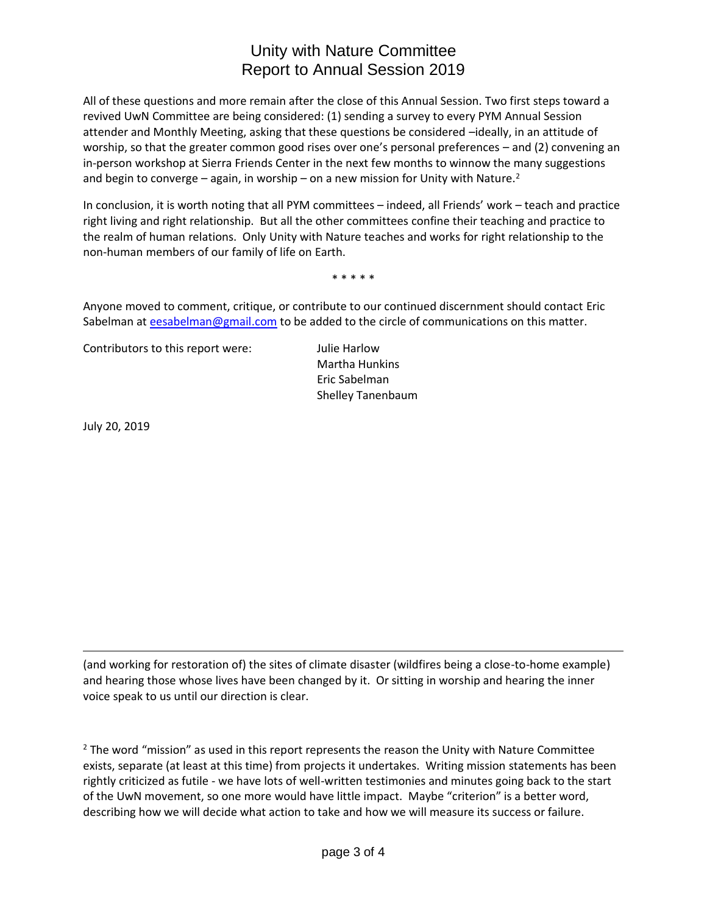All of these questions and more remain after the close of this Annual Session. Two first steps toward a revived UwN Committee are being considered: (1) sending a survey to every PYM Annual Session attender and Monthly Meeting, asking that these questions be considered –ideally, in an attitude of worship, so that the greater common good rises over one's personal preferences – and (2) convening an in-person workshop at Sierra Friends Center in the next few months to winnow the many suggestions and begin to converge – again, in worship – on a new mission for Unity with Nature.[2]

In conclusion, it is worth noting that all PYM committees – indeed, all Friends' work – teach and practice right living and right relationship. But all the other committees confine their teaching and practice to the realm of human relations. Only Unity with Nature teaches and works for right relationship to the non-human members of our family of life on Earth.

\* \* \* \* \*

Anyone moved to comment, critique, or contribute to our continued discernment should contact Eric Sabelman at eesabelman@gmail.com to be added to the circle of communications on this matter.

Contributors to this report were:

Julie Harlow
Martha Hunkins
Eric Sabelman
Shelley Tanenbaum

July 20, 2019

---

(and working for restoration of) the sites of climate disaster (wildfires being a close-to-home example) and hearing those whose lives have been changed by it. Or sitting in worship and hearing the inner voice speak to us until our direction is clear.

[2] The word "mission" as used in this report represents the reason the Unity with Nature Committee exists, separate (at least at this time) from projects it undertakes. Writing mission statements has been rightly criticized as futile - we have lots of well-written testimonies and minutes going back to the start of the UwN movement, so one more would have little impact. Maybe "criterion" is a better word, describing how we will decide what action to take and how we will measure its success or failure.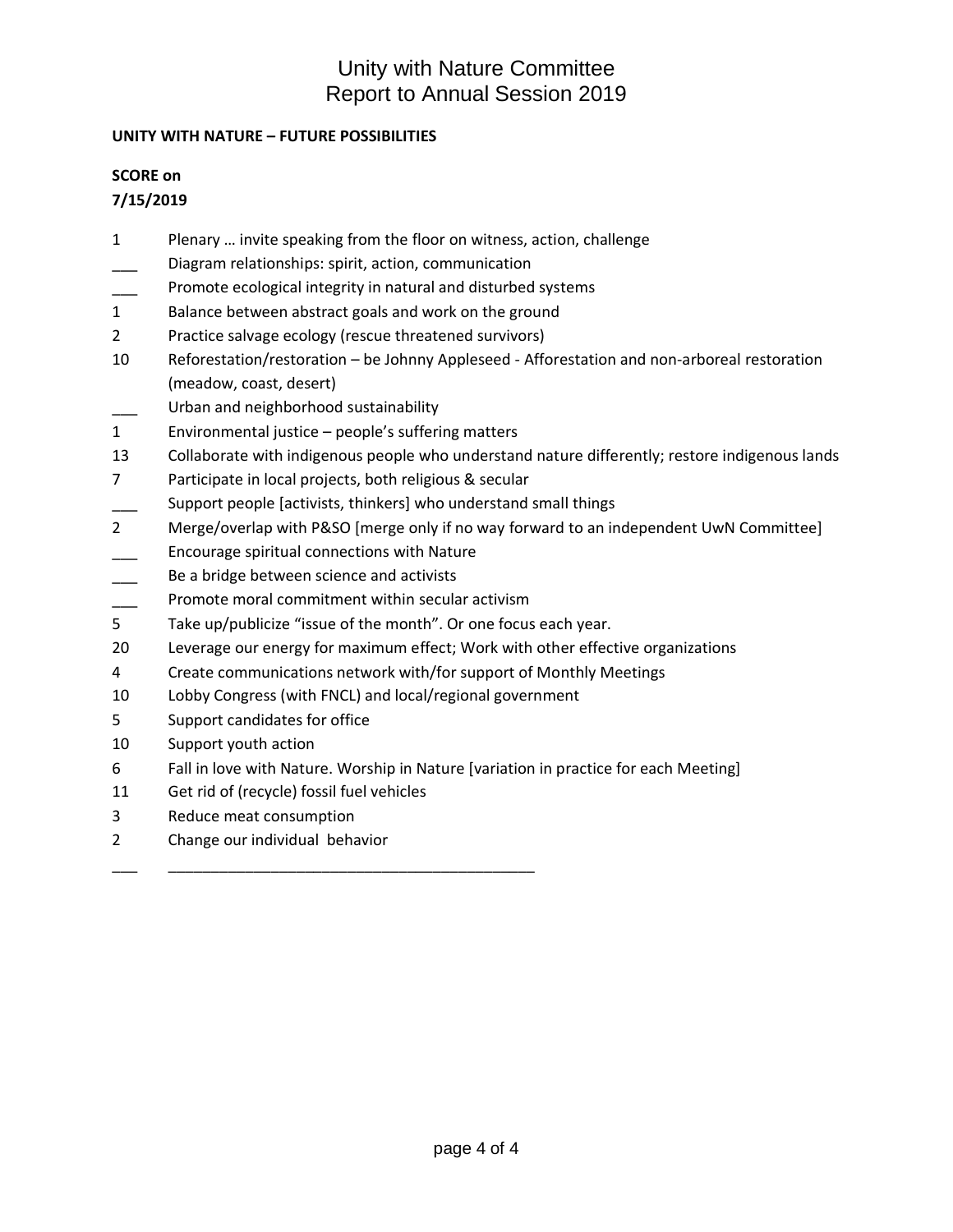**UNITY WITH NATURE – FUTURE POSSIBILITIES**

**SCORE on**
**7/15/2019**

| | |
|---|---|
| 1 | Plenary … invite speaking from the floor on witness, action, challenge |
| ___ | Diagram relationships: spirit, action, communication |
| ___ | Promote ecological integrity in natural and disturbed systems |
| 1 | Balance between abstract goals and work on the ground |
| 2 | Practice salvage ecology (rescue threatened survivors) |
| 10 | Reforestation/restoration – be Johnny Appleseed - Afforestation and non-arboreal restoration (meadow, coast, desert) |
| ___ | Urban and neighborhood sustainability |
| 1 | Environmental justice – people's suffering matters |
| 13 | Collaborate with indigenous people who understand nature differently; restore indigenous lands |
| 7 | Participate in local projects, both religious & secular |
| ___ | Support people [activists, thinkers] who understand small things |
| 2 | Merge/overlap with P&SO [merge only if no way forward to an independent UwN Committee] |
| ___ | Encourage spiritual connections with Nature |
| ___ | Be a bridge between science and activists |
| ___ | Promote moral commitment within secular activism |
| 5 | Take up/publicize "issue of the month". Or one focus each year. |
| 20 | Leverage our energy for maximum effect; Work with other effective organizations |
| 4 | Create communications network with/for support of Monthly Meetings |
| 10 | Lobby Congress (with FNCL) and local/regional government |
| 5 | Support candidates for office |
| 10 | Support youth action |
| 6 | Fall in love with Nature. Worship in Nature [variation in practice for each Meeting] |
| 11 | Get rid of (recycle) fossil fuel vehicles |
| 3 | Reduce meat consumption |
| 2 | Change our individual behavior |
| ___ | ____________________________________________ |